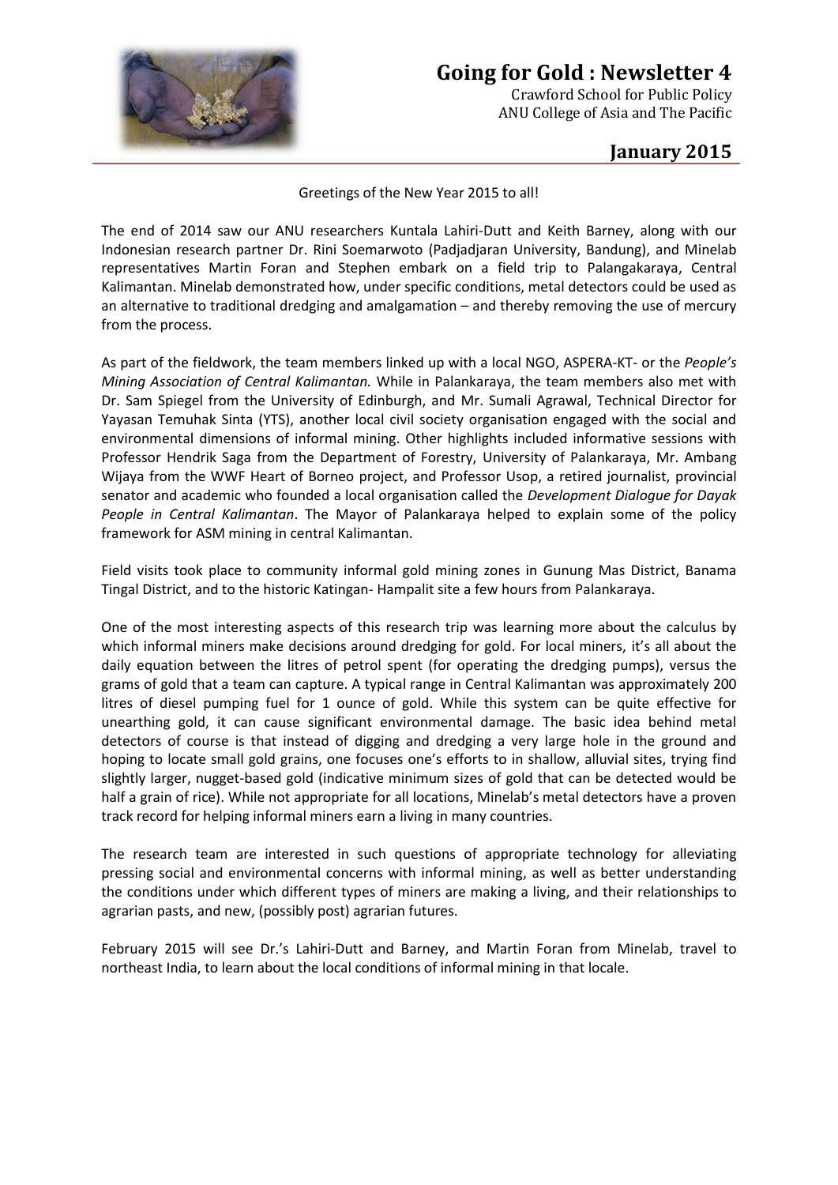# Going for Gold : Newsletter 4

Crawford School for Public Policy
ANU College of Asia and The Pacific

## January 2015

Greetings of the New Year 2015 to all!

The end of 2014 saw our ANU researchers Kuntala Lahiri-Dutt and Keith Barney, along with our Indonesian research partner Dr. Rini Soemarwoto (Padjadjaran University, Bandung), and Minelab representatives Martin Foran and Stephen embark on a field trip to Palangakaraya, Central Kalimantan. Minelab demonstrated how, under specific conditions, metal detectors could be used as an alternative to traditional dredging and amalgamation – and thereby removing the use of mercury from the process.

As part of the fieldwork, the team members linked up with a local NGO, ASPERA-KT- or the *People's Mining Association of Central Kalimantan.* While in Palankaraya, the team members also met with Dr. Sam Spiegel from the University of Edinburgh, and Mr. Sumali Agrawal, Technical Director for Yayasan Temuhak Sinta (YTS), another local civil society organisation engaged with the social and environmental dimensions of informal mining. Other highlights included informative sessions with Professor Hendrik Saga from the Department of Forestry, University of Palankaraya, Mr. Ambang Wijaya from the WWF Heart of Borneo project, and Professor Usop, a retired journalist, provincial senator and academic who founded a local organisation called the *Development Dialogue for Dayak People in Central Kalimantan*. The Mayor of Palankaraya helped to explain some of the policy framework for ASM mining in central Kalimantan.

Field visits took place to community informal gold mining zones in Gunung Mas District, Banama Tingal District, and to the historic Katingan- Hampalit site a few hours from Palankaraya.

One of the most interesting aspects of this research trip was learning more about the calculus by which informal miners make decisions around dredging for gold. For local miners, it's all about the daily equation between the litres of petrol spent (for operating the dredging pumps), versus the grams of gold that a team can capture. A typical range in Central Kalimantan was approximately 200 litres of diesel pumping fuel for 1 ounce of gold. While this system can be quite effective for unearthing gold, it can cause significant environmental damage. The basic idea behind metal detectors of course is that instead of digging and dredging a very large hole in the ground and hoping to locate small gold grains, one focuses one's efforts to in shallow, alluvial sites, trying find slightly larger, nugget-based gold (indicative minimum sizes of gold that can be detected would be half a grain of rice). While not appropriate for all locations, Minelab's metal detectors have a proven track record for helping informal miners earn a living in many countries.

The research team are interested in such questions of appropriate technology for alleviating pressing social and environmental concerns with informal mining, as well as better understanding the conditions under which different types of miners are making a living, and their relationships to agrarian pasts, and new, (possibly post) agrarian futures.

February 2015 will see Dr.'s Lahiri-Dutt and Barney, and Martin Foran from Minelab, travel to northeast India, to learn about the local conditions of informal mining in that locale.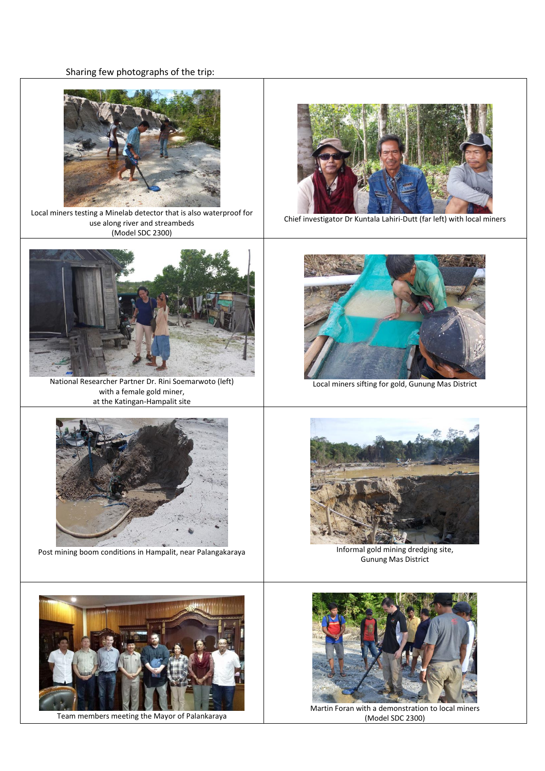Sharing few photographs of the trip:

| | |
|---|---|
| Local miners testing a Minelab detector that is also waterproof for use along river and streambeds (Model SDC 2300) | Chief investigator Dr Kuntala Lahiri-Dutt (far left) with local miners |
| National Researcher Partner Dr. Rini Soemarwoto (left) with a female gold miner, at the Katingan-Hampalit site | Local miners sifting for gold, Gunung Mas District |
| Post mining boom conditions in Hampalit, near Palangakaraya | Informal gold mining dredging site, Gunung Mas District |
| Team members meeting the Mayor of Palankaraya | Martin Foran with a demonstration to local miners (Model SDC 2300) |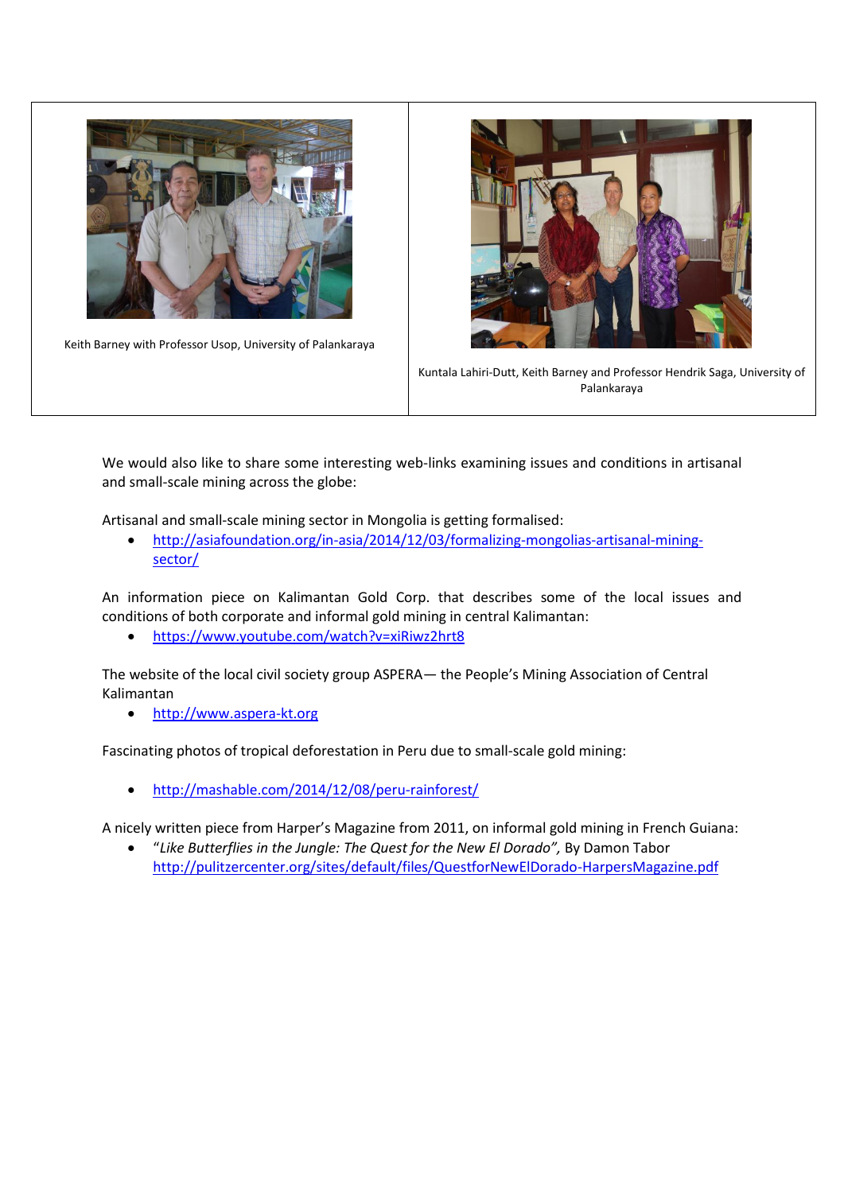Keith Barney with Professor Usop, University of Palankaraya

Kuntala Lahiri-Dutt, Keith Barney and Professor Hendrik Saga, University of Palankaraya

We would also like to share some interesting web-links examining issues and conditions in artisanal and small-scale mining across the globe:

Artisanal and small-scale mining sector in Mongolia is getting formalised:

- http://asiafoundation.org/in-asia/2014/12/03/formalizing-mongolias-artisanal-mining-sector/

An information piece on Kalimantan Gold Corp. that describes some of the local issues and conditions of both corporate and informal gold mining in central Kalimantan:

- https://www.youtube.com/watch?v=xiRiwz2hrt8

The website of the local civil society group ASPERA— the People's Mining Association of Central Kalimantan

- http://www.aspera-kt.org

Fascinating photos of tropical deforestation in Peru due to small-scale gold mining:

- http://mashable.com/2014/12/08/peru-rainforest/

A nicely written piece from Harper's Magazine from 2011, on informal gold mining in French Guiana:

- "*Like Butterflies in the Jungle: The Quest for the New El Dorado",* By Damon Tabor http://pulitzercenter.org/sites/default/files/QuestforNewElDorado-HarpersMagazine.pdf